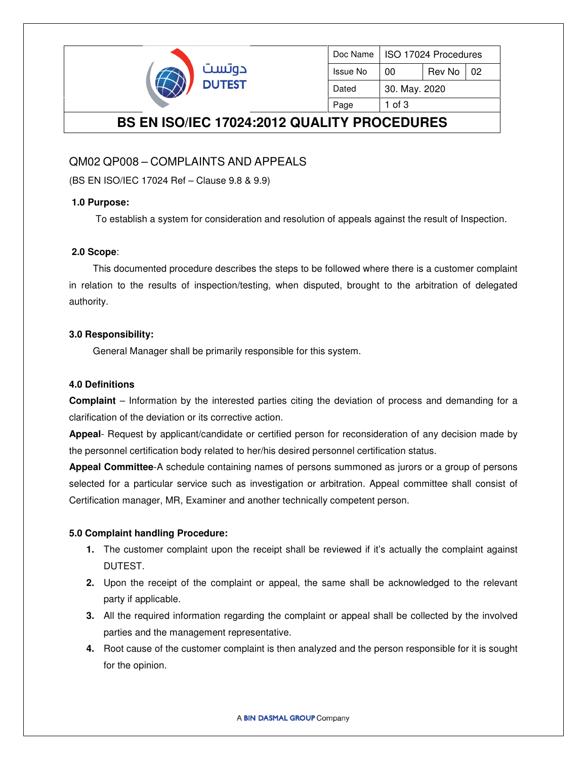| Doc Name | ISO 17024 Procedures | | |
|---|---|---|---|
| Issue No | 00 | Rev No | 02 |
| Dated | 30. May. 2020 | | |
| Page | 1 of 3 | | |

# BS EN ISO/IEC 17024:2012 QUALITY PROCEDURES

## QM02 QP008 – COMPLAINTS AND APPEALS

(BS EN ISO/IEC 17024 Ref – Clause 9.8 & 9.9)

**1.0 Purpose:**

To establish a system for consideration and resolution of appeals against the result of Inspection.

**2.0 Scope**:

This documented procedure describes the steps to be followed where there is a customer complaint in relation to the results of inspection/testing, when disputed, brought to the arbitration of delegated authority.

**3.0 Responsibility:**

General Manager shall be primarily responsible for this system.

**4.0 Definitions**

**Complaint** – Information by the interested parties citing the deviation of process and demanding for a clarification of the deviation or its corrective action.

**Appeal**- Request by applicant/candidate or certified person for reconsideration of any decision made by the personnel certification body related to her/his desired personnel certification status.

**Appeal Committee**-A schedule containing names of persons summoned as jurors or a group of persons selected for a particular service such as investigation or arbitration. Appeal committee shall consist of Certification manager, MR, Examiner and another technically competent person.

**5.0 Complaint handling Procedure:**

1. The customer complaint upon the receipt shall be reviewed if it's actually the complaint against DUTEST.
2. Upon the receipt of the complaint or appeal, the same shall be acknowledged to the relevant party if applicable.
3. All the required information regarding the complaint or appeal shall be collected by the involved parties and the management representative.
4. Root cause of the customer complaint is then analyzed and the person responsible for it is sought for the opinion.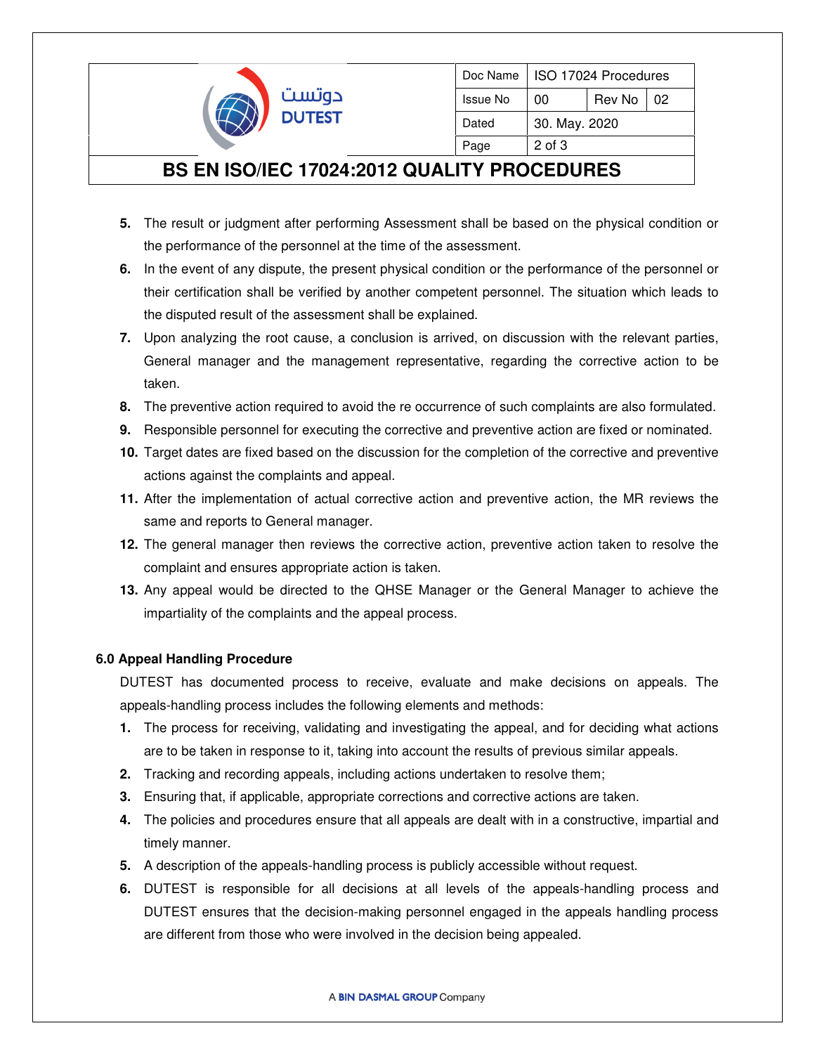5. The result or judgment after performing Assessment shall be based on the physical condition or the performance of the personnel at the time of the assessment.
6. In the event of any dispute, the present physical condition or the performance of the personnel or their certification shall be verified by another competent personnel. The situation which leads to the disputed result of the assessment shall be explained.
7. Upon analyzing the root cause, a conclusion is arrived, on discussion with the relevant parties, General manager and the management representative, regarding the corrective action to be taken.
8. The preventive action required to avoid the re occurrence of such complaints are also formulated.
9. Responsible personnel for executing the corrective and preventive action are fixed or nominated.
10. Target dates are fixed based on the discussion for the completion of the corrective and preventive actions against the complaints and appeal.
11. After the implementation of actual corrective action and preventive action, the MR reviews the same and reports to General manager.
12. The general manager then reviews the corrective action, preventive action taken to resolve the complaint and ensures appropriate action is taken.
13. Any appeal would be directed to the QHSE Manager or the General Manager to achieve the impartiality of the complaints and the appeal process.

### 6.0 Appeal Handling Procedure

DUTEST has documented process to receive, evaluate and make decisions on appeals. The appeals-handling process includes the following elements and methods:

1. The process for receiving, validating and investigating the appeal, and for deciding what actions are to be taken in response to it, taking into account the results of previous similar appeals.
2. Tracking and recording appeals, including actions undertaken to resolve them;
3. Ensuring that, if applicable, appropriate corrections and corrective actions are taken.
4. The policies and procedures ensure that all appeals are dealt with in a constructive, impartial and timely manner.
5. A description of the appeals-handling process is publicly accessible without request.
6. DUTEST is responsible for all decisions at all levels of the appeals-handling process and DUTEST ensures that the decision-making personnel engaged in the appeals handling process are different from those who were involved in the decision being appealed.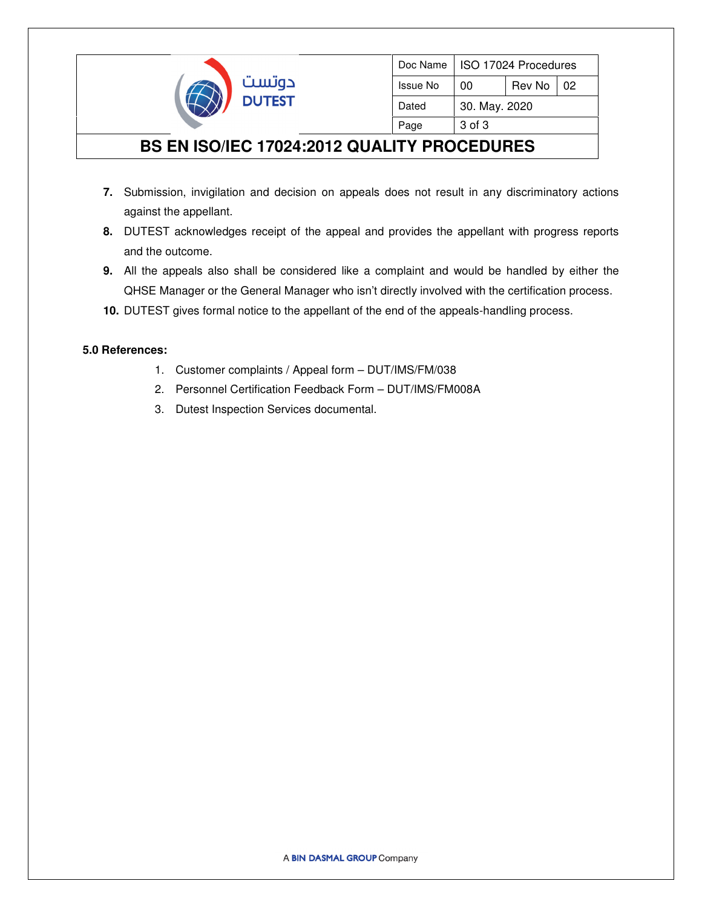7. Submission, invigilation and decision on appeals does not result in any discriminatory actions against the appellant.
8. DUTEST acknowledges receipt of the appeal and provides the appellant with progress reports and the outcome.
9. All the appeals also shall be considered like a complaint and would be handled by either the QHSE Manager or the General Manager who isn't directly involved with the certification process.
10. DUTEST gives formal notice to the appellant of the end of the appeals-handling process.

**5.0 References:**

1. Customer complaints / Appeal form – DUT/IMS/FM/038
2. Personnel Certification Feedback Form – DUT/IMS/FM008A
3. Dutest Inspection Services documental.